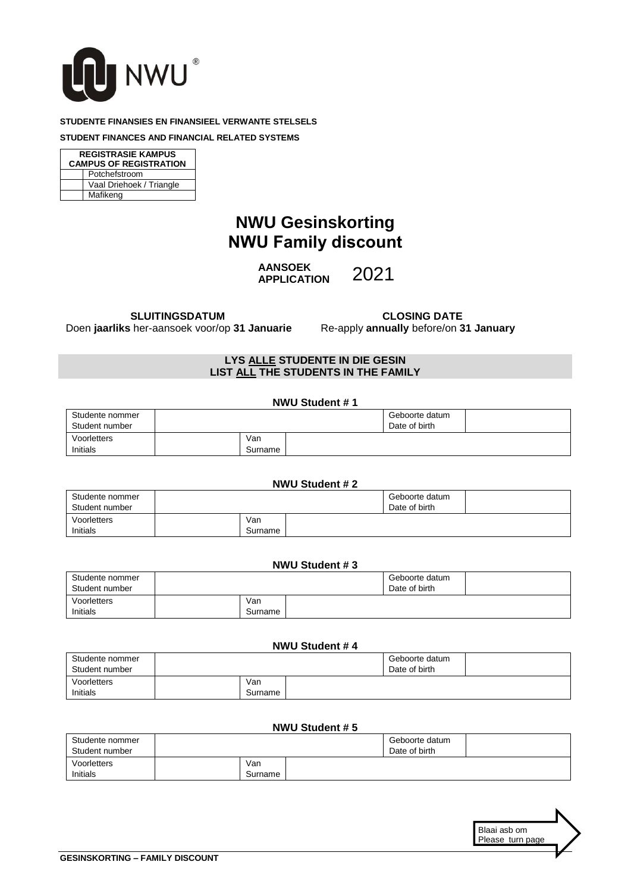NWU®

**STUDENTE FINANSIES EN FINANSIEEL VERWANTE STELSELS**

**STUDENT FINANCES AND FINANCIAL RELATED SYSTEMS**

| | REGISTRASIE KAMPUS<br>CAMPUS OF REGISTRATION |
|---|---|
| | Potchefstroom |
| | Vaal Driehoek / Triangle |
| | Mafikeng |

# NWU Gesinskorting
# NWU Family discount

**AANSOEK**
**APPLICATION** 2021

**SLUITINGSDATUM**
Doen **jaarliks** her-aansoek voor/op **31 Januarie**

**CLOSING DATE**
Re-apply **annually** before/on **31 January**

## LYS <u>ALLE</u> STUDENTE IN DIE GESIN
## LIST <u>ALL</u> THE STUDENTS IN THE FAMILY

**NWU Student # 1**

| Studente nommer<br>Student number | | | Geboorte datum<br>Date of birth | |
|---|---|---|---|---|
| Voorletters<br>Initials | | Van<br>Surname | | |

**NWU Student # 2**

| Studente nommer<br>Student number | | | Geboorte datum<br>Date of birth | |
|---|---|---|---|---|
| Voorletters<br>Initials | | Van<br>Surname | | |

**NWU Student # 3**

| Studente nommer<br>Student number | | | Geboorte datum<br>Date of birth | |
|---|---|---|---|---|
| Voorletters<br>Initials | | Van<br>Surname | | |

**NWU Student # 4**

| Studente nommer<br>Student number | | | Geboorte datum<br>Date of birth | |
|---|---|---|---|---|
| Voorletters<br>Initials | | Van<br>Surname | | |

**NWU Student # 5**

| Studente nommer<br>Student number | | | Geboorte datum<br>Date of birth | |
|---|---|---|---|---|
| Voorletters<br>Initials | | Van<br>Surname | | |

Blaai asb om
Please turn page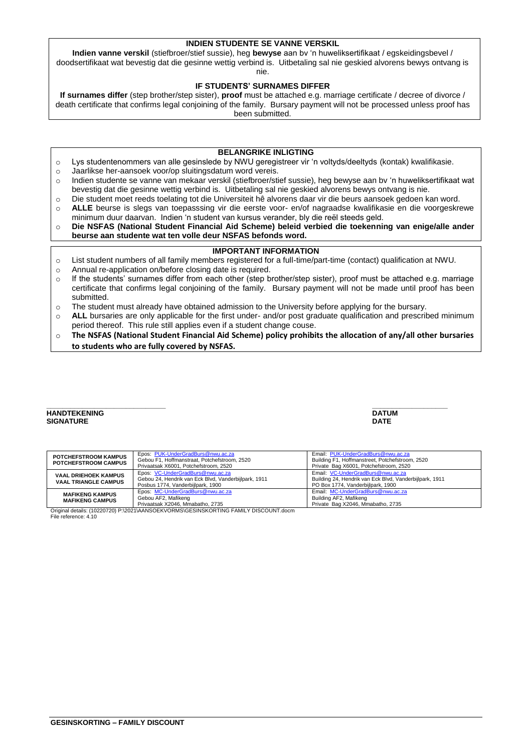## INDIEN STUDENTE SE VANNE VERSKIL

**Indien vanne verskil** (stiefbroer/stief sussie), heg **bewyse** aan bv 'n huweliksertifikaat / egskeidingsbevel / doodsertifikaat wat bevestig dat die gesinne wettig verbind is. Uitbetaling sal nie geskied alvorens bewys ontvang is nie.

## IF STUDENTS' SURNAMES DIFFER

**If surnames differ** (step brother/step sister), **proof** must be attached e.g. marriage certificate / decree of divorce / death certificate that confirms legal conjoining of the family. Bursary payment will not be processed unless proof has been submitted.

## BELANGRIKE INLIGTING

- Lys studentenommers van alle gesinslede by NWU geregistreer vir 'n voltyds/deeltyds (kontak) kwalifikasie.
- Jaarlikse her-aansoek voor/op sluitingsdatum word vereis.
- Indien studente se vanne van mekaar verskil (stiefbroer/stief sussie), heg bewyse aan bv 'n huweliksertifikaat wat bevestig dat die gesinne wettig verbind is. Uitbetaling sal nie geskied alvorens bewys ontvang is nie.
- Die student moet reeds toelating tot die Universiteit hê alvorens daar vir die beurs aansoek gedoen kan word.
- **ALLE** beurse is slegs van toepasssing vir die eerste voor- en/of nagraadse kwalifikasie en die voorgeskrewe minimum duur daarvan. Indien 'n student van kursus verander, bly die reël steeds geld.
- **Die NSFAS (National Student Financial Aid Scheme) beleid verbied die toekenning van enige/alle ander beurse aan studente wat ten volle deur NSFAS befonds word.**

## IMPORTANT INFORMATION

- List student numbers of all family members registered for a full-time/part-time (contact) qualification at NWU.
- Annual re-application on/before closing date is required.
- If the students' surnames differ from each other (step brother/step sister), proof must be attached e.g. marriage certificate that confirms legal conjoining of the family. Bursary payment will not be made until proof has been submitted.
- The student must already have obtained admission to the University before applying for the bursary.
- **ALL** bursaries are only applicable for the first under- and/or post graduate qualification and prescribed minimum period thereof. This rule still applies even if a student change couse.
- **The NSFAS (National Student Financial Aid Scheme) policy prohibits the allocation of any/all other bursaries to students who are fully covered by NSFAS.**

\_\_\_\_\_\_\_\_\_\_\_\_\_\_\_\_\_\_\_\_\_\_\_\_\_\_\_\_ \_\_\_\_\_\_\_\_\_\_\_\_\_\_\_\_\_\_

**HANDTEKENING** **DATUM**
**SIGNATURE** **DATE**

| | | |
|---|---|---|
| **POTCHEFSTROOM KAMPUS** **POTCHEFSTROOM CAMPUS** | Epos: PUK-UnderGradBurs@nwu.ac.za Gebou F1, Hoffmanstraat, Potchefstroom, 2520 Privaatsak X6001, Potchefstroom, 2520 | Email: PUK-UnderGradBurs@nwu.ac.za Building F1, Hoffmanstreet, Potchefstroom, 2520 Private Bag X6001, Potchefstroom, 2520 |
| **VAAL DRIEHOEK KAMPUS** **VAAL TRIANGLE CAMPUS** | Epos: VC-UnderGradBurs@nwu.ac.za Gebou 24, Hendrik van Eck Blvd, Vanderbijlpark, 1911 Posbus 1774, Vanderbijlpark, 1900 | Email: VC-UnderGradBurs@nwu.ac.za Building 24, Hendrik van Eck Blvd, Vanderbijlpark, 1911 PO Box 1774, Vanderbijlpark, 1900 |
| **MAFIKENG KAMPUS** **MAFIKENG CAMPUS** | Epos: MC-UnderGradBurs@nwu.ac.za Gebou AF2, Mafikeng Privaatsak X2046, Mmabatho, 2735 | Email: MC-UnderGradBurs@nwu.ac.za Building AF2, Mafikeng Private Bag X2046, Mmabatho, 2735 |

Original details: (10220720) P:\2021\AANSOEKVORMS\GESINSKORTING FAMILY DISCOUNT.docm
File reference: 4.10

**GESINSKORTING – FAMILY DISCOUNT**